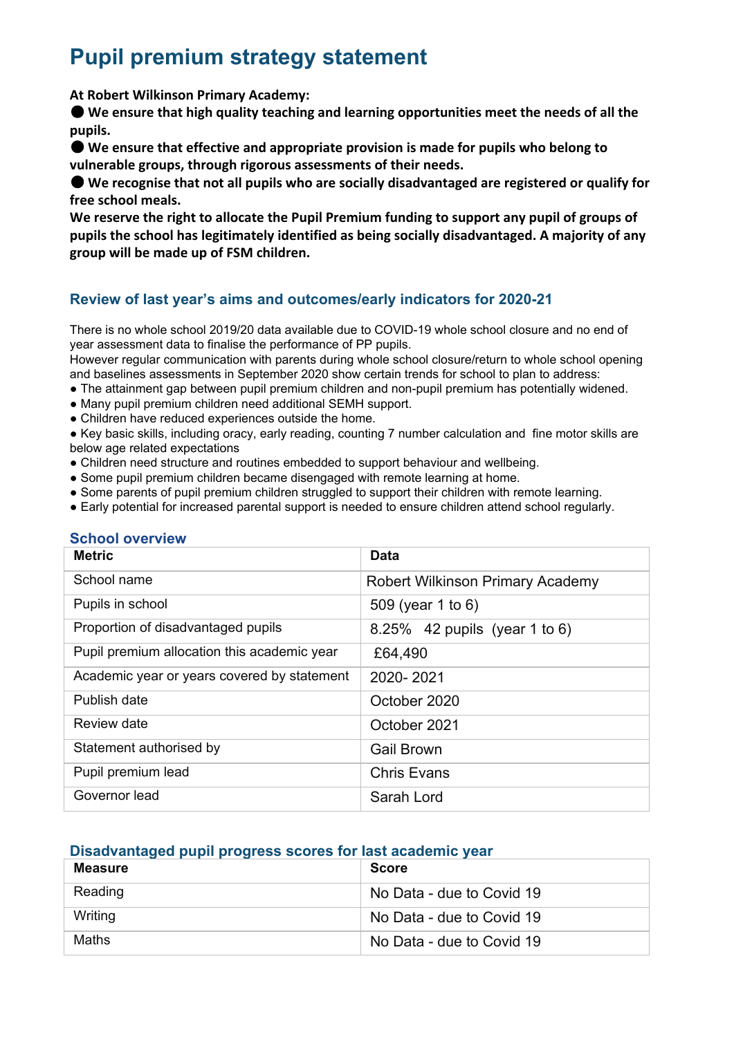# Pupil premium strategy statement

**At Robert Wilkinson Primary Academy:**

**● We ensure that high quality teaching and learning opportunities meet the needs of all the pupils.**

**● We ensure that effective and appropriate provision is made for pupils who belong to vulnerable groups, through rigorous assessments of their needs.**

**● We recognise that not all pupils who are socially disadvantaged are registered or qualify for free school meals.**

**We reserve the right to allocate the Pupil Premium funding to support any pupil of groups of pupils the school has legitimately identified as being socially disadvantaged. A majority of any group will be made up of FSM children.**

## Review of last year's aims and outcomes/early indicators for 2020-21

There is no whole school 2019/20 data available due to COVID-19 whole school closure and no end of year assessment data to finalise the performance of PP pupils.

However regular communication with parents during whole school closure/return to whole school opening and baselines assessments in September 2020 show certain trends for school to plan to address:

- The attainment gap between pupil premium children and non-pupil premium has potentially widened.
- Many pupil premium children need additional SEMH support.
- Children have reduced experiences outside the home.
- Key basic skills, including oracy, early reading, counting 7 number calculation and fine motor skills are below age related expectations
- Children need structure and routines embedded to support behaviour and wellbeing.
- Some pupil premium children became disengaged with remote learning at home.
- Some parents of pupil premium children struggled to support their children with remote learning.
- Early potential for increased parental support is needed to ensure children attend school regularly.

## School overview

| Metric | Data |
|---|---|
| School name | Robert Wilkinson Primary Academy |
| Pupils in school | 509 (year 1 to 6) |
| Proportion of disadvantaged pupils | 8.25% 42 pupils (year 1 to 6) |
| Pupil premium allocation this academic year | £64,490 |
| Academic year or years covered by statement | 2020- 2021 |
| Publish date | October 2020 |
| Review date | October 2021 |
| Statement authorised by | Gail Brown |
| Pupil premium lead | Chris Evans |
| Governor lead | Sarah Lord |

## Disadvantaged pupil progress scores for last academic year

| Measure | Score |
|---|---|
| Reading | No Data - due to Covid 19 |
| Writing | No Data - due to Covid 19 |
| Maths | No Data - due to Covid 19 |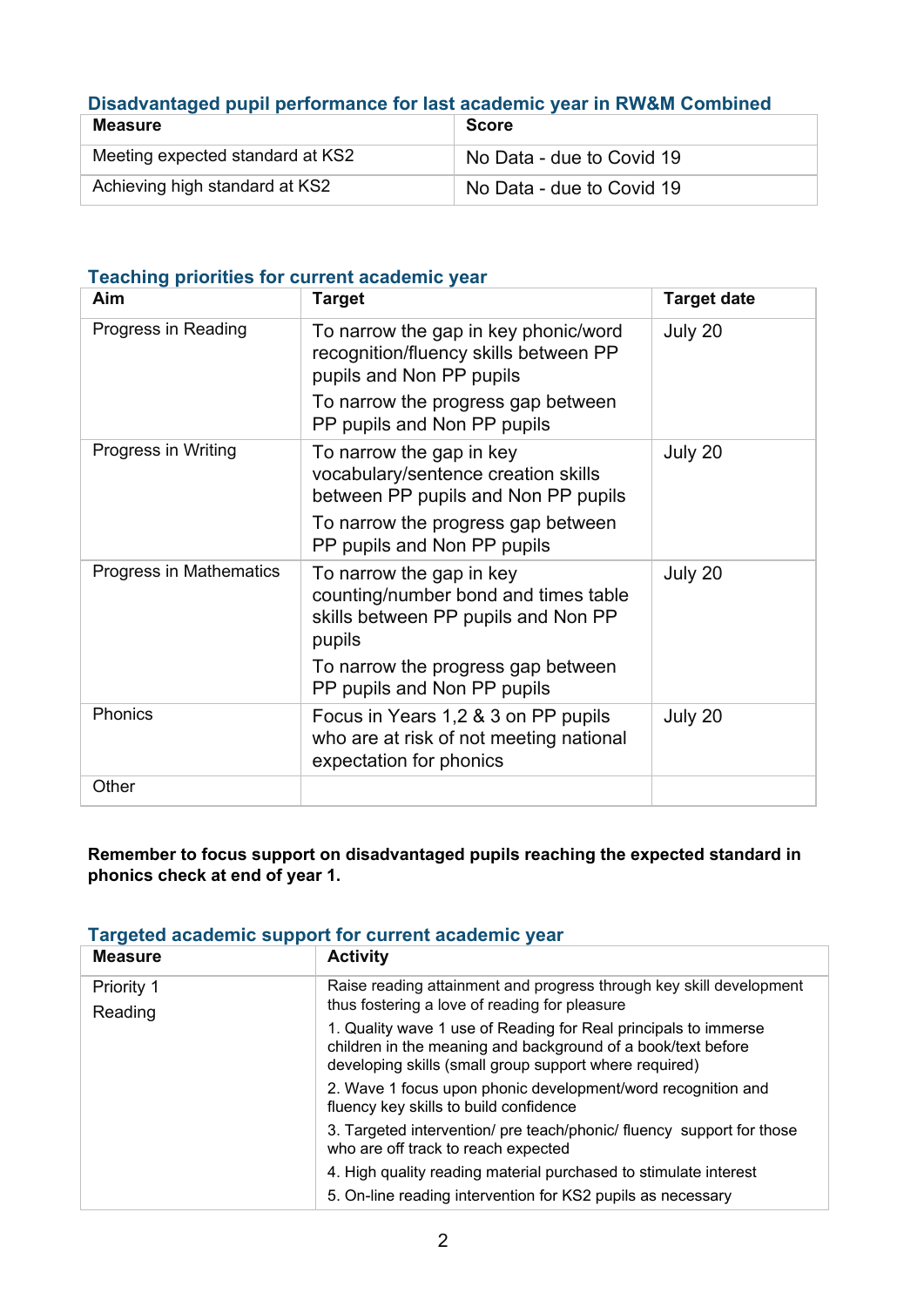## Disadvantaged pupil performance for last academic year in RW&M Combined

| Measure | Score |
| --- | --- |
| Meeting expected standard at KS2 | No Data - due to Covid 19 |
| Achieving high standard at KS2 | No Data - due to Covid 19 |

## Teaching priorities for current academic year

| Aim | Target | Target date |
| --- | --- | --- |
| Progress in Reading | To narrow the gap in key phonic/word recognition/fluency skills between PP pupils and Non PP pupils<br>To narrow the progress gap between PP pupils and Non PP pupils | July 20 |
| Progress in Writing | To narrow the gap in key vocabulary/sentence creation skills between PP pupils and Non PP pupils<br>To narrow the progress gap between PP pupils and Non PP pupils | July 20 |
| Progress in Mathematics | To narrow the gap in key counting/number bond and times table skills between PP pupils and Non PP pupils<br>To narrow the progress gap between PP pupils and Non PP pupils | July 20 |
| Phonics | Focus in Years 1,2 & 3 on PP pupils who are at risk of not meeting national expectation for phonics | July 20 |
| Other | | |

**Remember to focus support on disadvantaged pupils reaching the expected standard in phonics check at end of year 1.**

## Targeted academic support for current academic year

| Measure | Activity |
| --- | --- |
| Priority 1<br>Reading | Raise reading attainment and progress through key skill development thus fostering a love of reading for pleasure<br>1. Quality wave 1 use of Reading for Real principals to immerse children in the meaning and background of a book/text before developing skills (small group support where required)<br>2. Wave 1 focus upon phonic development/word recognition and fluency key skills to build confidence<br>3. Targeted intervention/ pre teach/phonic/ fluency support for those who are off track to reach expected<br>4. High quality reading material purchased to stimulate interest<br>5. On-line reading intervention for KS2 pupils as necessary |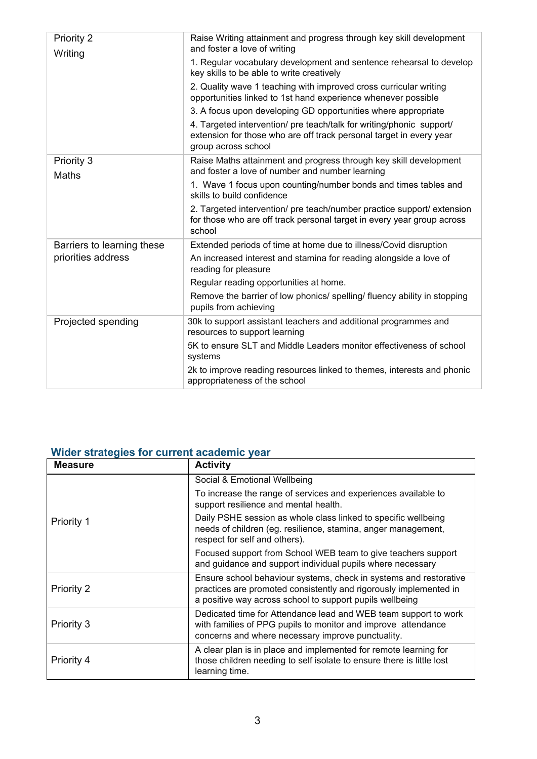| | |
|---|---|
| Priority 2<br>Writing | Raise Writing attainment and progress through key skill development and foster a love of writing<br>1. Regular vocabulary development and sentence rehearsal to develop key skills to be able to write creatively<br>2. Quality wave 1 teaching with improved cross curricular writing opportunities linked to 1st hand experience whenever possible<br>3. A focus upon developing GD opportunities where appropriate<br>4. Targeted intervention/ pre teach/talk for writing/phonic support/ extension for those who are off track personal target in every year group across school |
| Priority 3<br>Maths | Raise Maths attainment and progress through key skill development and foster a love of number and number learning<br>1. Wave 1 focus upon counting/number bonds and times tables and skills to build confidence<br>2. Targeted intervention/ pre teach/number practice support/ extension for those who are off track personal target in every year group across school |
| Barriers to learning these priorities address | Extended periods of time at home due to illness/Covid disruption<br>An increased interest and stamina for reading alongside a love of reading for pleasure<br>Regular reading opportunities at home.<br>Remove the barrier of low phonics/ spelling/ fluency ability in stopping pupils from achieving |
| Projected spending | 30k to support assistant teachers and additional programmes and resources to support learning<br>5K to ensure SLT and Middle Leaders monitor effectiveness of school systems<br>2k to improve reading resources linked to themes, interests and phonic appropriateness of the school |

## Wider strategies for current academic year

| Measure | Activity |
|---|---|
| Priority 1 | Social & Emotional Wellbeing<br>To increase the range of services and experiences available to support resilience and mental health.<br>Daily PSHE session as whole class linked to specific wellbeing needs of children (eg. resilience, stamina, anger management, respect for self and others).<br>Focused support from School WEB team to give teachers support and guidance and support individual pupils where necessary |
| Priority 2 | Ensure school behaviour systems, check in systems and restorative practices are promoted consistently and rigorously implemented in a positive way across school to support pupils wellbeing |
| Priority 3 | Dedicated time for Attendance lead and WEB team support to work with families of PPG pupils to monitor and improve attendance concerns and where necessary improve punctuality. |
| Priority 4 | A clear plan is in place and implemented for remote learning for those children needing to self isolate to ensure there is little lost learning time. |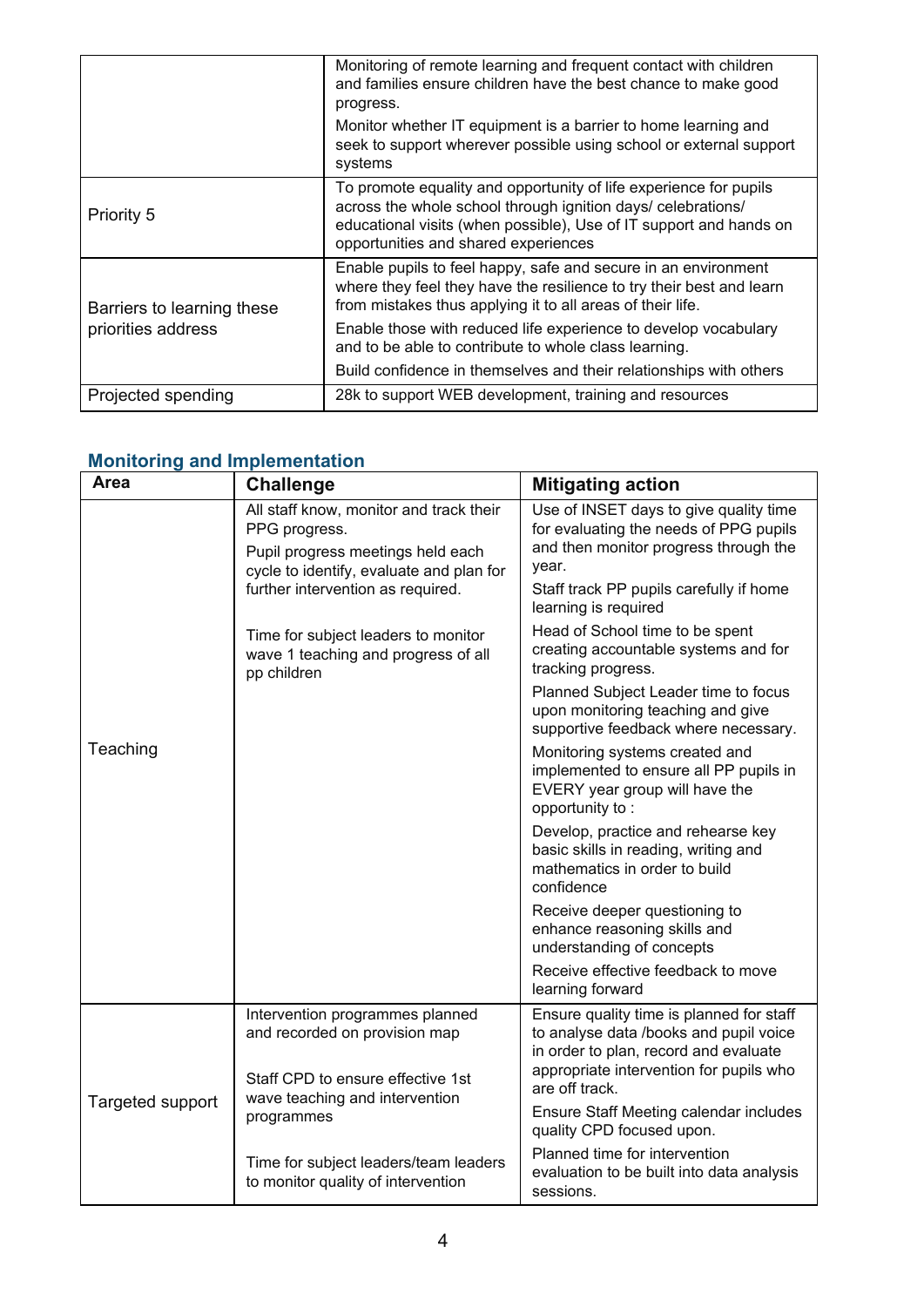| | |
|---|---|
| | Monitoring of remote learning and frequent contact with children and families ensure children have the best chance to make good progress.<br>Monitor whether IT equipment is a barrier to home learning and seek to support wherever possible using school or external support systems |
| Priority 5 | To promote equality and opportunity of life experience for pupils across the whole school through ignition days/ celebrations/ educational visits (when possible), Use of IT support and hands on opportunities and shared experiences |
| Barriers to learning these priorities address | Enable pupils to feel happy, safe and secure in an environment where they feel they have the resilience to try their best and learn from mistakes thus applying it to all areas of their life.<br>Enable those with reduced life experience to develop vocabulary and to be able to contribute to whole class learning.<br>Build confidence in themselves and their relationships with others |
| Projected spending | 28k to support WEB development, training and resources |

## Monitoring and Implementation

| Area | Challenge | Mitigating action |
|---|---|---|
| Teaching | All staff know, monitor and track their PPG progress.<br>Pupil progress meetings held each cycle to identify, evaluate and plan for further intervention as required.<br><br>Time for subject leaders to monitor wave 1 teaching and progress of all pp children | Use of INSET days to give quality time for evaluating the needs of PPG pupils and then monitor progress through the year.<br>Staff track PP pupils carefully if home learning is required<br>Head of School time to be spent creating accountable systems and for tracking progress.<br>Planned Subject Leader time to focus upon monitoring teaching and give supportive feedback where necessary.<br>Monitoring systems created and implemented to ensure all PP pupils in EVERY year group will have the opportunity to :<br>Develop, practice and rehearse key basic skills in reading, writing and mathematics in order to build confidence<br>Receive deeper questioning to enhance reasoning skills and understanding of concepts<br>Receive effective feedback to move learning forward |
| Targeted support | Intervention programmes planned and recorded on provision map<br><br>Staff CPD to ensure effective 1st wave teaching and intervention programmes<br><br>Time for subject leaders/team leaders to monitor quality of intervention | Ensure quality time is planned for staff to analyse data /books and pupil voice in order to plan, record and evaluate appropriate intervention for pupils who are off track.<br>Ensure Staff Meeting calendar includes quality CPD focused upon.<br>Planned time for intervention evaluation to be built into data analysis sessions. |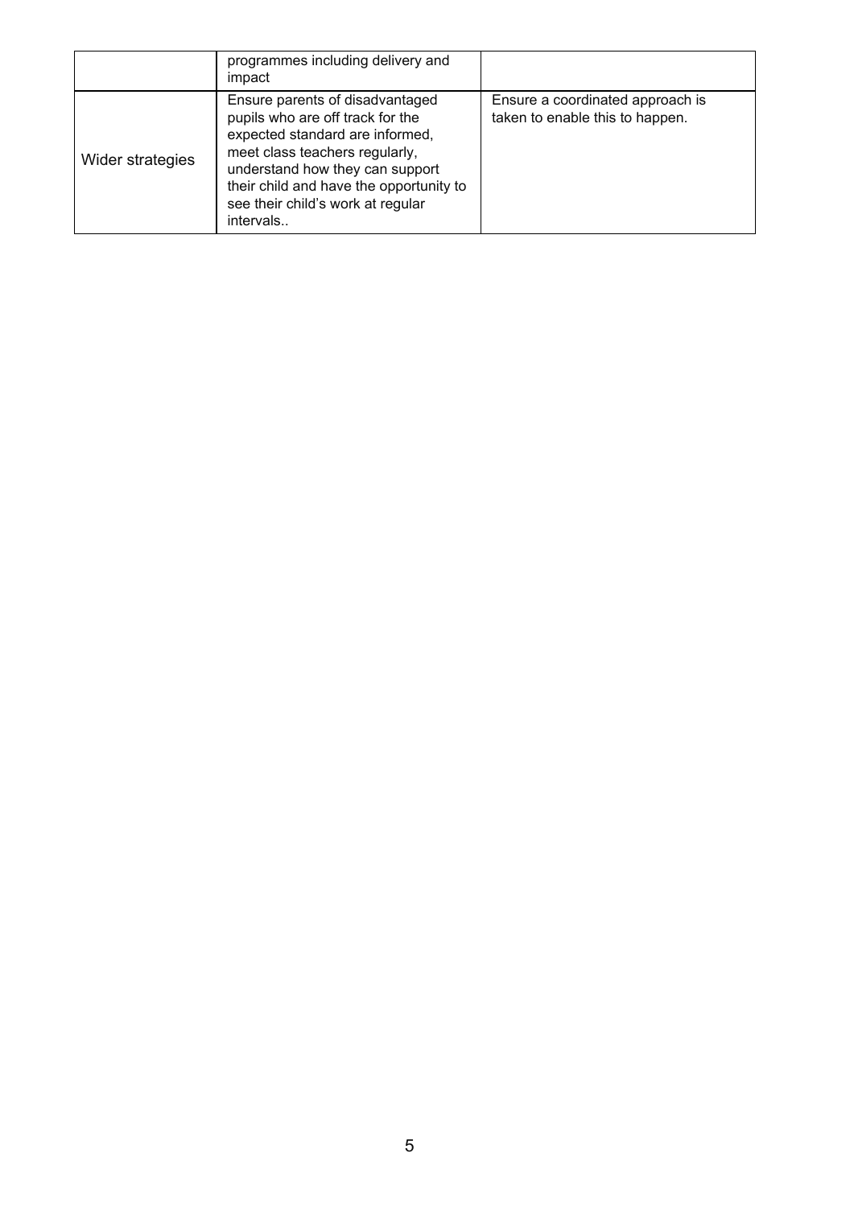| | | |
|---|---|---|
| | programmes including delivery and impact | |
| Wider strategies | Ensure parents of disadvantaged pupils who are off track for the expected standard are informed, meet class teachers regularly, understand how they can support their child and have the opportunity to see their child's work at regular intervals.. | Ensure a coordinated approach is taken to enable this to happen. |